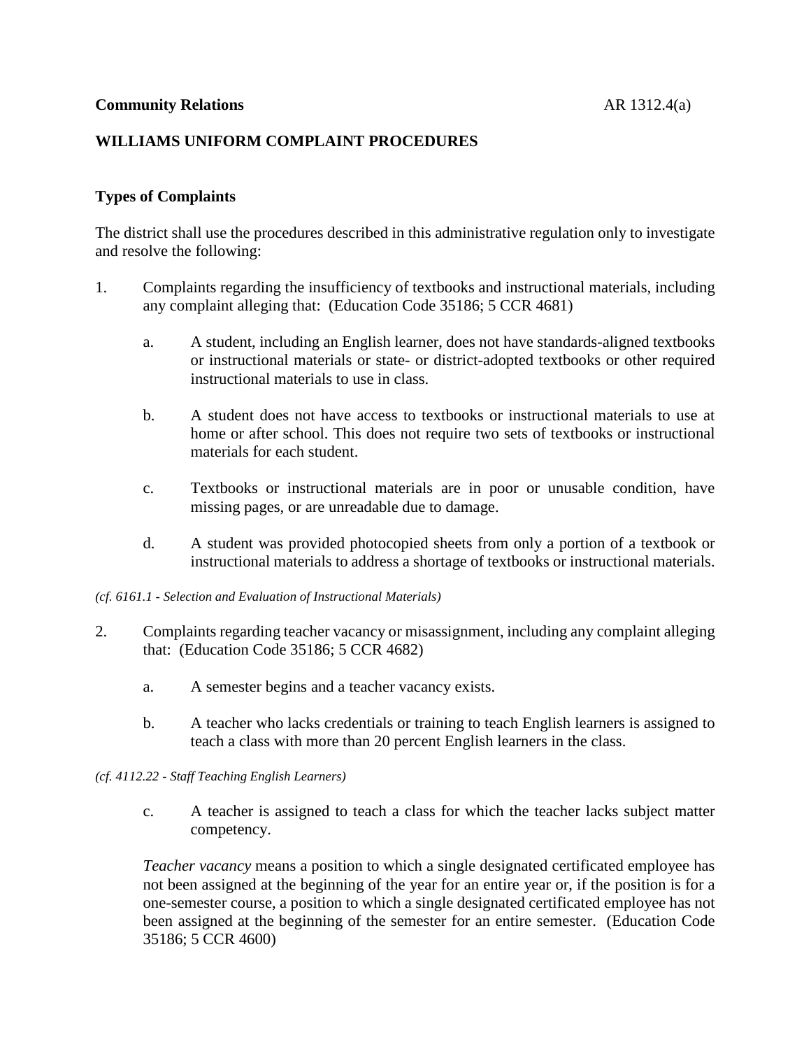**Community Relations** AR 1312.4(a)

## WILLIAMS UNIFORM COMPLAINT PROCEDURES

### Types of Complaints

The district shall use the procedures described in this administrative regulation only to investigate and resolve the following:

1. Complaints regarding the insufficiency of textbooks and instructional materials, including any complaint alleging that: (Education Code 35186; 5 CCR 4681)

   a. A student, including an English learner, does not have standards-aligned textbooks or instructional materials or state- or district-adopted textbooks or other required instructional materials to use in class.

   b. A student does not have access to textbooks or instructional materials to use at home or after school. This does not require two sets of textbooks or instructional materials for each student.

   c. Textbooks or instructional materials are in poor or unusable condition, have missing pages, or are unreadable due to damage.

   d. A student was provided photocopied sheets from only a portion of a textbook or instructional materials to address a shortage of textbooks or instructional materials.

*(cf. 6161.1 - Selection and Evaluation of Instructional Materials)*

2. Complaints regarding teacher vacancy or misassignment, including any complaint alleging that: (Education Code 35186; 5 CCR 4682)

   a. A semester begins and a teacher vacancy exists.

   b. A teacher who lacks credentials or training to teach English learners is assigned to teach a class with more than 20 percent English learners in the class.

*(cf. 4112.22 - Staff Teaching English Learners)*

   c. A teacher is assigned to teach a class for which the teacher lacks subject matter competency.

   *Teacher vacancy* means a position to which a single designated certificated employee has not been assigned at the beginning of the year for an entire year or, if the position is for a one-semester course, a position to which a single designated certificated employee has not been assigned at the beginning of the semester for an entire semester. (Education Code 35186; 5 CCR 4600)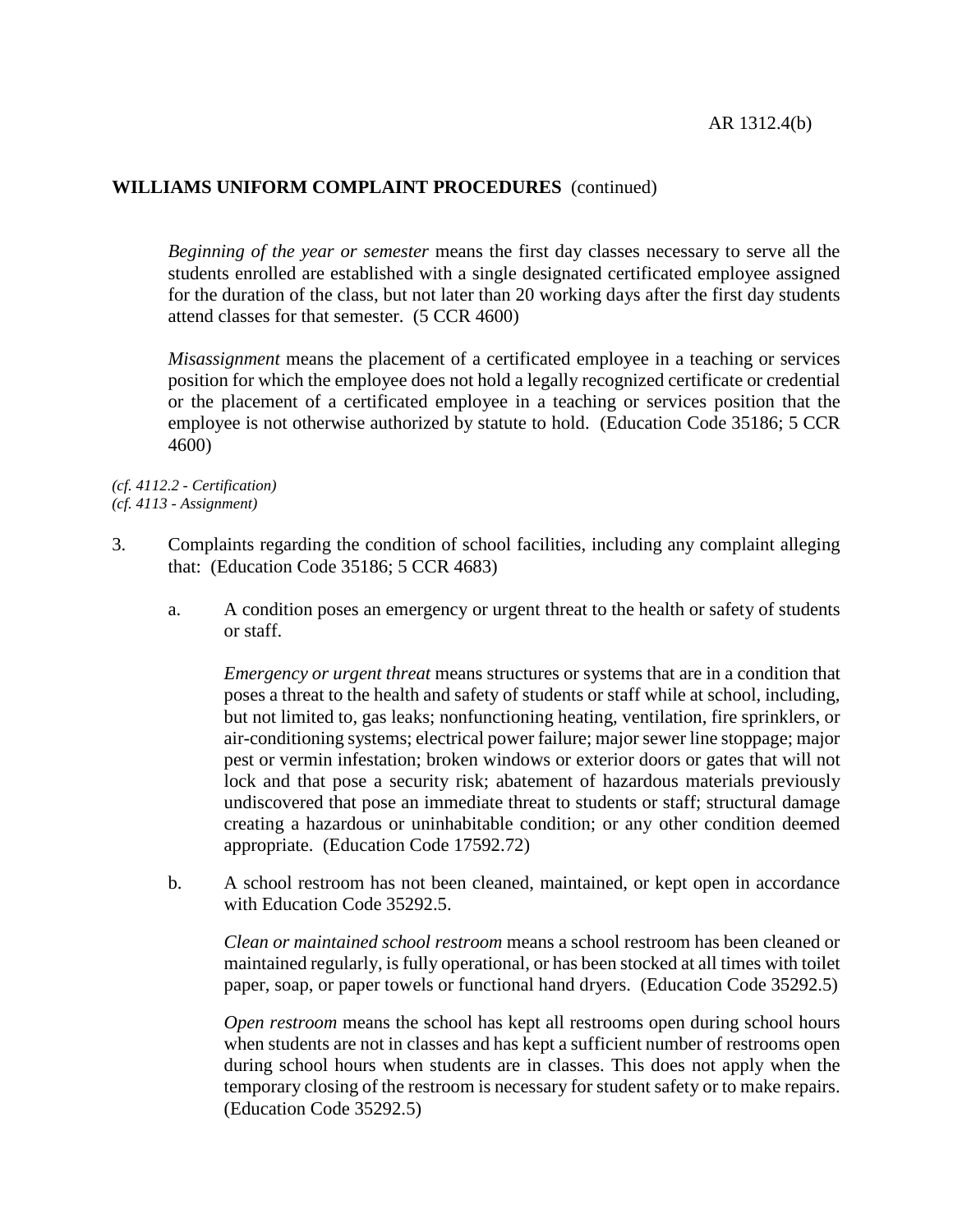**WILLIAMS UNIFORM COMPLAINT PROCEDURES** (continued)

*Beginning of the year or semester* means the first day classes necessary to serve all the students enrolled are established with a single designated certificated employee assigned for the duration of the class, but not later than 20 working days after the first day students attend classes for that semester. (5 CCR 4600)

*Misassignment* means the placement of a certificated employee in a teaching or services position for which the employee does not hold a legally recognized certificate or credential or the placement of a certificated employee in a teaching or services position that the employee is not otherwise authorized by statute to hold. (Education Code 35186; 5 CCR 4600)

*(cf. 4112.2 - Certification)*
*(cf. 4113 - Assignment)*

3. Complaints regarding the condition of school facilities, including any complaint alleging that: (Education Code 35186; 5 CCR 4683)

   a. A condition poses an emergency or urgent threat to the health or safety of students or staff.

      *Emergency or urgent threat* means structures or systems that are in a condition that poses a threat to the health and safety of students or staff while at school, including, but not limited to, gas leaks; nonfunctioning heating, ventilation, fire sprinklers, or air-conditioning systems; electrical power failure; major sewer line stoppage; major pest or vermin infestation; broken windows or exterior doors or gates that will not lock and that pose a security risk; abatement of hazardous materials previously undiscovered that pose an immediate threat to students or staff; structural damage creating a hazardous or uninhabitable condition; or any other condition deemed appropriate. (Education Code 17592.72)

   b. A school restroom has not been cleaned, maintained, or kept open in accordance with Education Code 35292.5.

      *Clean or maintained school restroom* means a school restroom has been cleaned or maintained regularly, is fully operational, or has been stocked at all times with toilet paper, soap, or paper towels or functional hand dryers. (Education Code 35292.5)

      *Open restroom* means the school has kept all restrooms open during school hours when students are not in classes and has kept a sufficient number of restrooms open during school hours when students are in classes. This does not apply when the temporary closing of the restroom is necessary for student safety or to make repairs. (Education Code 35292.5)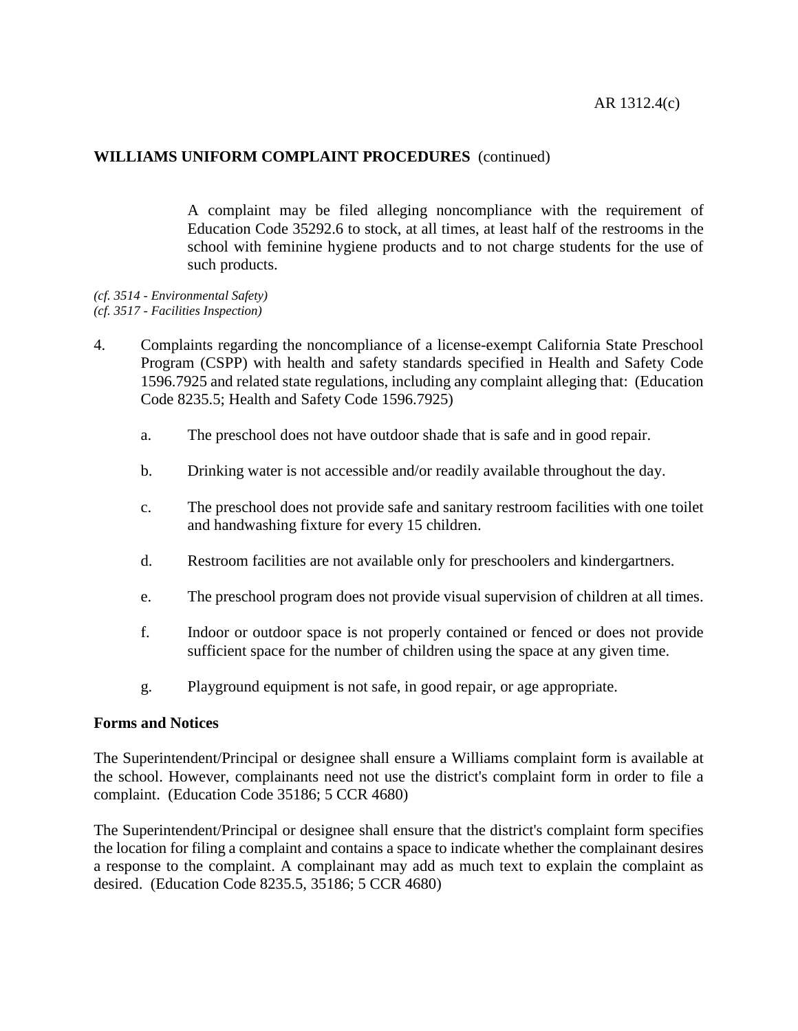**WILLIAMS UNIFORM COMPLAINT PROCEDURES** (continued)

A complaint may be filed alleging noncompliance with the requirement of Education Code 35292.6 to stock, at all times, at least half of the restrooms in the school with feminine hygiene products and to not charge students for the use of such products.

*(cf. 3514 - Environmental Safety)*
*(cf. 3517 - Facilities Inspection)*

4. Complaints regarding the noncompliance of a license-exempt California State Preschool Program (CSPP) with health and safety standards specified in Health and Safety Code 1596.7925 and related state regulations, including any complaint alleging that: (Education Code 8235.5; Health and Safety Code 1596.7925)

   a. The preschool does not have outdoor shade that is safe and in good repair.

   b. Drinking water is not accessible and/or readily available throughout the day.

   c. The preschool does not provide safe and sanitary restroom facilities with one toilet and handwashing fixture for every 15 children.

   d. Restroom facilities are not available only for preschoolers and kindergartners.

   e. The preschool program does not provide visual supervision of children at all times.

   f. Indoor or outdoor space is not properly contained or fenced or does not provide sufficient space for the number of children using the space at any given time.

   g. Playground equipment is not safe, in good repair, or age appropriate.

**Forms and Notices**

The Superintendent/Principal or designee shall ensure a Williams complaint form is available at the school. However, complainants need not use the district's complaint form in order to file a complaint. (Education Code 35186; 5 CCR 4680)

The Superintendent/Principal or designee shall ensure that the district's complaint form specifies the location for filing a complaint and contains a space to indicate whether the complainant desires a response to the complaint. A complainant may add as much text to explain the complaint as desired. (Education Code 8235.5, 35186; 5 CCR 4680)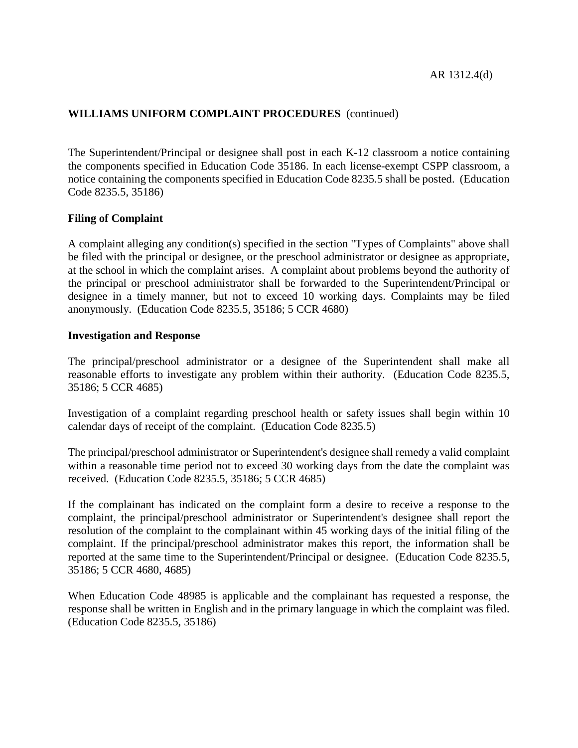## WILLIAMS UNIFORM COMPLAINT PROCEDURES (continued)

The Superintendent/Principal or designee shall post in each K-12 classroom a notice containing the components specified in Education Code 35186. In each license-exempt CSPP classroom, a notice containing the components specified in Education Code 8235.5 shall be posted. (Education Code 8235.5, 35186)

### Filing of Complaint

A complaint alleging any condition(s) specified in the section "Types of Complaints" above shall be filed with the principal or designee, or the preschool administrator or designee as appropriate, at the school in which the complaint arises. A complaint about problems beyond the authority of the principal or preschool administrator shall be forwarded to the Superintendent/Principal or designee in a timely manner, but not to exceed 10 working days. Complaints may be filed anonymously. (Education Code 8235.5, 35186; 5 CCR 4680)

### Investigation and Response

The principal/preschool administrator or a designee of the Superintendent shall make all reasonable efforts to investigate any problem within their authority. (Education Code 8235.5, 35186; 5 CCR 4685)

Investigation of a complaint regarding preschool health or safety issues shall begin within 10 calendar days of receipt of the complaint. (Education Code 8235.5)

The principal/preschool administrator or Superintendent's designee shall remedy a valid complaint within a reasonable time period not to exceed 30 working days from the date the complaint was received. (Education Code 8235.5, 35186; 5 CCR 4685)

If the complainant has indicated on the complaint form a desire to receive a response to the complaint, the principal/preschool administrator or Superintendent's designee shall report the resolution of the complaint to the complainant within 45 working days of the initial filing of the complaint. If the principal/preschool administrator makes this report, the information shall be reported at the same time to the Superintendent/Principal or designee. (Education Code 8235.5, 35186; 5 CCR 4680, 4685)

When Education Code 48985 is applicable and the complainant has requested a response, the response shall be written in English and in the primary language in which the complaint was filed. (Education Code 8235.5, 35186)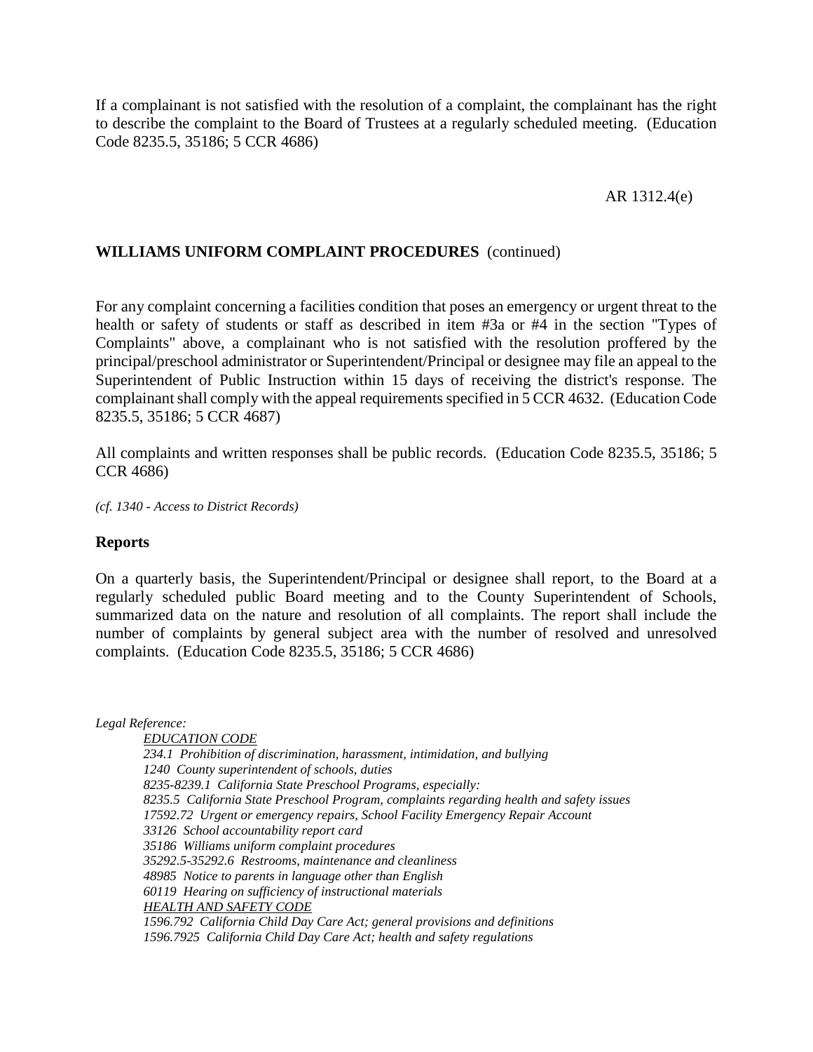If a complainant is not satisfied with the resolution of a complaint, the complainant has the right to describe the complaint to the Board of Trustees at a regularly scheduled meeting. (Education Code 8235.5, 35186; 5 CCR 4686)

**WILLIAMS UNIFORM COMPLAINT PROCEDURES** (continued)

For any complaint concerning a facilities condition that poses an emergency or urgent threat to the health or safety of students or staff as described in item #3a or #4 in the section "Types of Complaints" above, a complainant who is not satisfied with the resolution proffered by the principal/preschool administrator or Superintendent/Principal or designee may file an appeal to the Superintendent of Public Instruction within 15 days of receiving the district's response. The complainant shall comply with the appeal requirements specified in 5 CCR 4632. (Education Code 8235.5, 35186; 5 CCR 4687)

All complaints and written responses shall be public records. (Education Code 8235.5, 35186; 5 CCR 4686)

*(cf. 1340 - Access to District Records)*

### Reports

On a quarterly basis, the Superintendent/Principal or designee shall report, to the Board at a regularly scheduled public Board meeting and to the County Superintendent of Schools, summarized data on the nature and resolution of all complaints. The report shall include the number of complaints by general subject area with the number of resolved and unresolved complaints. (Education Code 8235.5, 35186; 5 CCR 4686)

*Legal Reference:*

*EDUCATION CODE*

*234.1 Prohibition of discrimination, harassment, intimidation, and bullying*
*1240 County superintendent of schools, duties*
*8235-8239.1 California State Preschool Programs, especially:*
*8235.5 California State Preschool Program, complaints regarding health and safety issues*
*17592.72 Urgent or emergency repairs, School Facility Emergency Repair Account*
*33126 School accountability report card*
*35186 Williams uniform complaint procedures*
*35292.5-35292.6 Restrooms, maintenance and cleanliness*
*48985 Notice to parents in language other than English*
*60119 Hearing on sufficiency of instructional materials*

*HEALTH AND SAFETY CODE*

*1596.792 California Child Day Care Act; general provisions and definitions*
*1596.7925 California Child Day Care Act; health and safety regulations*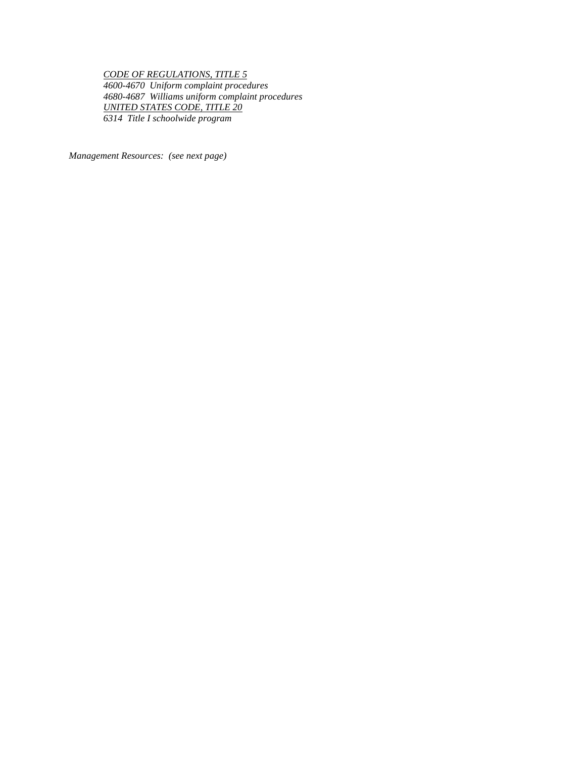*<u>CODE OF REGULATIONS, TITLE 5</u>*
*4600-4670  Uniform complaint procedures*
*4680-4687  Williams uniform complaint procedures*
*<u>UNITED STATES CODE, TITLE 20</u>*
*6314  Title I schoolwide program*

*Management Resources:  (see next page)*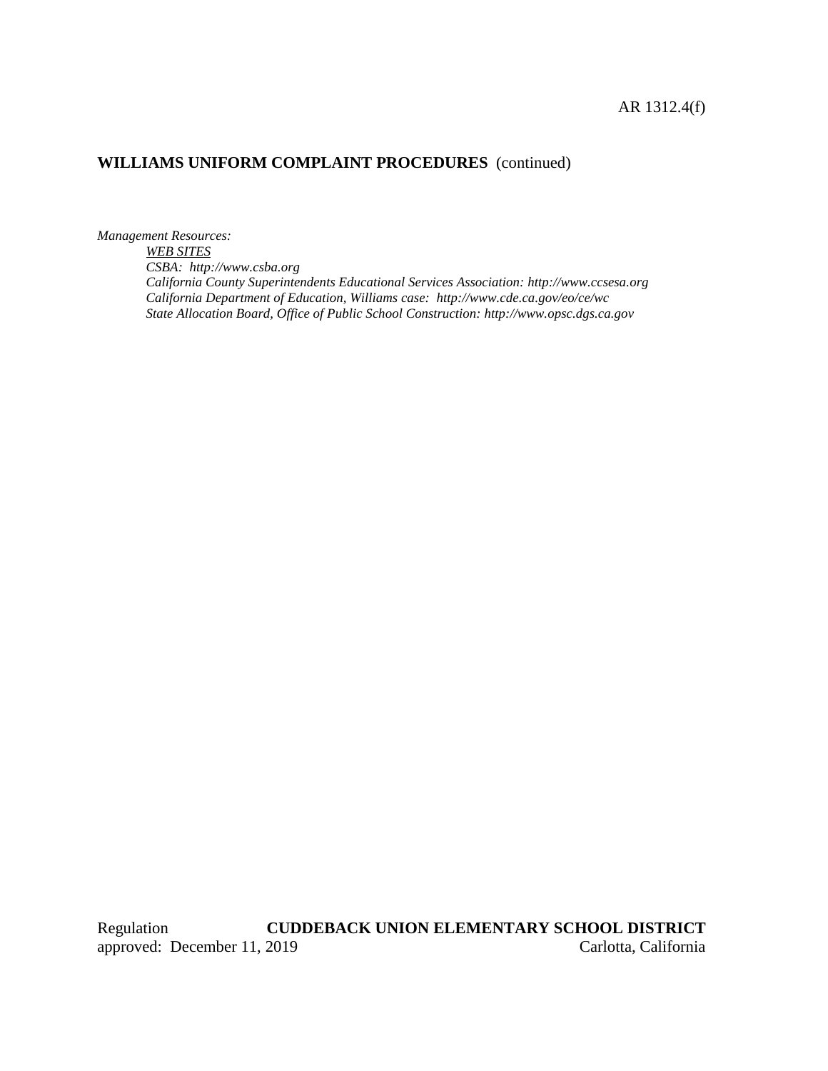## WILLIAMS UNIFORM COMPLAINT PROCEDURES (continued)

*Management Resources:*

*WEB SITES*

*CSBA: http://www.csba.org*

*California County Superintendents Educational Services Association: http://www.ccsesa.org*

*California Department of Education, Williams case: http://www.cde.ca.gov/eo/ce/wc*

*State Allocation Board, Office of Public School Construction: http://www.opsc.dgs.ca.gov*

Regulation approved: December 11, 2019

**CUDDEBACK UNION ELEMENTARY SCHOOL DISTRICT**
Carlotta, California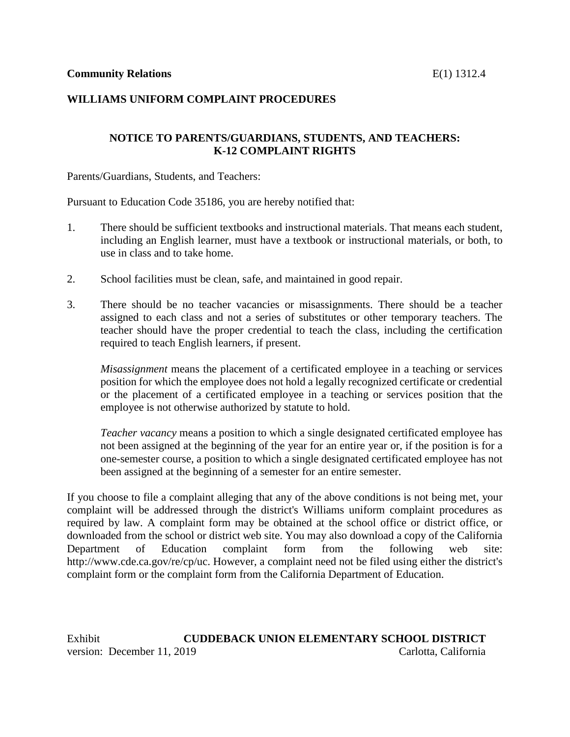**Community Relations** E(1) 1312.4

**WILLIAMS UNIFORM COMPLAINT PROCEDURES**

**NOTICE TO PARENTS/GUARDIANS, STUDENTS, AND TEACHERS: K-12 COMPLAINT RIGHTS**

Parents/Guardians, Students, and Teachers:

Pursuant to Education Code 35186, you are hereby notified that:

1. There should be sufficient textbooks and instructional materials. That means each student, including an English learner, must have a textbook or instructional materials, or both, to use in class and to take home.

2. School facilities must be clean, safe, and maintained in good repair.

3. There should be no teacher vacancies or misassignments. There should be a teacher assigned to each class and not a series of substitutes or other temporary teachers. The teacher should have the proper credential to teach the class, including the certification required to teach English learners, if present.

   *Misassignment* means the placement of a certificated employee in a teaching or services position for which the employee does not hold a legally recognized certificate or credential or the placement of a certificated employee in a teaching or services position that the employee is not otherwise authorized by statute to hold.

   *Teacher vacancy* means a position to which a single designated certificated employee has not been assigned at the beginning of the year for an entire year or, if the position is for a one-semester course, a position to which a single designated certificated employee has not been assigned at the beginning of a semester for an entire semester.

If you choose to file a complaint alleging that any of the above conditions is not being met, your complaint will be addressed through the district's Williams uniform complaint procedures as required by law. A complaint form may be obtained at the school office or district office, or downloaded from the school or district web site. You may also download a copy of the California Department of Education complaint form from the following web site: http://www.cde.ca.gov/re/cp/uc. However, a complaint need not be filed using either the district's complaint form or the complaint form from the California Department of Education.

Exhibit **CUDDEBACK UNION ELEMENTARY SCHOOL DISTRICT**
version: December 11, 2019 Carlotta, California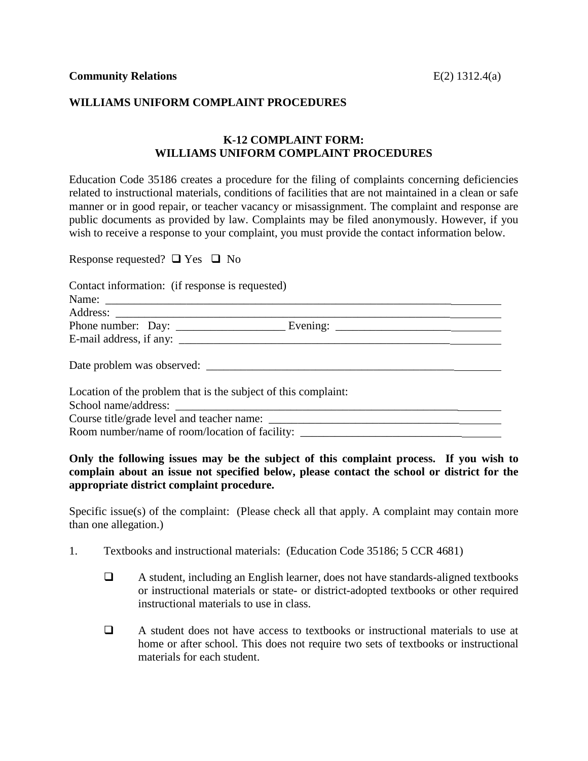**Community Relations** E(2) 1312.4(a)

**WILLIAMS UNIFORM COMPLAINT PROCEDURES**

## K-12 COMPLAINT FORM: WILLIAMS UNIFORM COMPLAINT PROCEDURES

Education Code 35186 creates a procedure for the filing of complaints concerning deficiencies related to instructional materials, conditions of facilities that are not maintained in a clean or safe manner or in good repair, or teacher vacancy or misassignment. The complaint and response are public documents as provided by law. Complaints may be filed anonymously. However, if you wish to receive a response to your complaint, you must provide the contact information below.

Response requested? ❑ Yes ❑ No

Contact information: (if response is requested)
Name: ______________________________________________________________________
Address: ____________________________________________________________________
Phone number: Day: ___________________ Evening: ______________________________
E-mail address, if any: _______________________________________________________

Date problem was observed: ___________________________________________________

Location of the problem that is the subject of this complaint:
School name/address: ________________________________________________________
Course title/grade level and teacher name: ________________________________________
Room number/name of room/location of facility: ___________________________________

**Only the following issues may be the subject of this complaint process. If you wish to complain about an issue not specified below, please contact the school or district for the appropriate district complaint procedure.**

Specific issue(s) of the complaint: (Please check all that apply. A complaint may contain more than one allegation.)

1. Textbooks and instructional materials: (Education Code 35186; 5 CCR 4681)

   ❑ A student, including an English learner, does not have standards-aligned textbooks or instructional materials or state- or district-adopted textbooks or other required instructional materials to use in class.

   ❑ A student does not have access to textbooks or instructional materials to use at home or after school. This does not require two sets of textbooks or instructional materials for each student.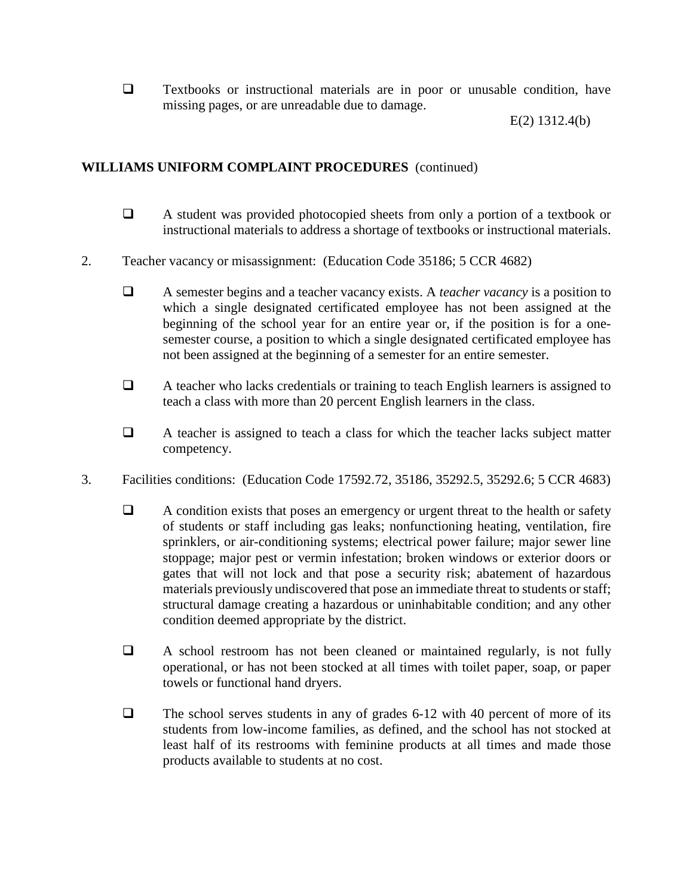- ☐ Textbooks or instructional materials are in poor or unusable condition, have missing pages, or are unreadable due to damage.

**WILLIAMS UNIFORM COMPLAINT PROCEDURES** (continued)

- ☐ A student was provided photocopied sheets from only a portion of a textbook or instructional materials to address a shortage of textbooks or instructional materials.

2. Teacher vacancy or misassignment: (Education Code 35186; 5 CCR 4682)

   - ☐ A semester begins and a teacher vacancy exists. A *teacher vacancy* is a position to which a single designated certificated employee has not been assigned at the beginning of the school year for an entire year or, if the position is for a one-semester course, a position to which a single designated certificated employee has not been assigned at the beginning of a semester for an entire semester.

   - ☐ A teacher who lacks credentials or training to teach English learners is assigned to teach a class with more than 20 percent English learners in the class.

   - ☐ A teacher is assigned to teach a class for which the teacher lacks subject matter competency.

3. Facilities conditions: (Education Code 17592.72, 35186, 35292.5, 35292.6; 5 CCR 4683)

   - ☐ A condition exists that poses an emergency or urgent threat to the health or safety of students or staff including gas leaks; nonfunctioning heating, ventilation, fire sprinklers, or air-conditioning systems; electrical power failure; major sewer line stoppage; major pest or vermin infestation; broken windows or exterior doors or gates that will not lock and that pose a security risk; abatement of hazardous materials previously undiscovered that pose an immediate threat to students or staff; structural damage creating a hazardous or uninhabitable condition; and any other condition deemed appropriate by the district.

   - ☐ A school restroom has not been cleaned or maintained regularly, is not fully operational, or has not been stocked at all times with toilet paper, soap, or paper towels or functional hand dryers.

   - ☐ The school serves students in any of grades 6-12 with 40 percent of more of its students from low-income families, as defined, and the school has not stocked at least half of its restrooms with feminine products at all times and made those products available to students at no cost.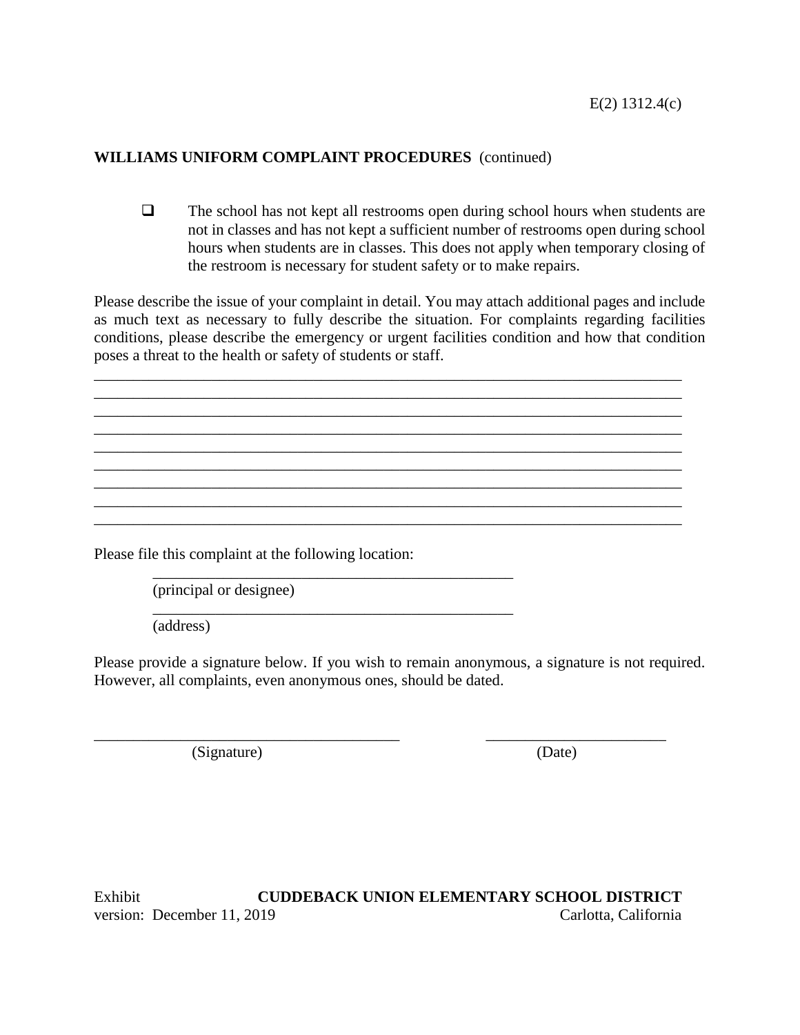E(2) 1312.4(c)

**WILLIAMS UNIFORM COMPLAINT PROCEDURES** (continued)

- [ ] The school has not kept all restrooms open during school hours when students are not in classes and has not kept a sufficient number of restrooms open during school hours when students are in classes. This does not apply when temporary closing of the restroom is necessary for student safety or to make repairs.

Please describe the issue of your complaint in detail. You may attach additional pages and include as much text as necessary to fully describe the situation. For complaints regarding facilities conditions, please describe the emergency or urgent facilities condition and how that condition poses a threat to the health or safety of students or staff.

______________________________________________________________________________
______________________________________________________________________________
______________________________________________________________________________
______________________________________________________________________________
______________________________________________________________________________
______________________________________________________________________________
______________________________________________________________________________
______________________________________________________________________________
______________________________________________________________________________

Please file this complaint at the following location:

______________________________________________
(principal or designee)

______________________________________________
(address)

Please provide a signature below. If you wish to remain anonymous, a signature is not required. However, all complaints, even anonymous ones, should be dated.

_______________________________________ _______________________
(Signature) (Date)

Exhibit **CUDDEBACK UNION ELEMENTARY SCHOOL DISTRICT**
version: December 11, 2019 Carlotta, California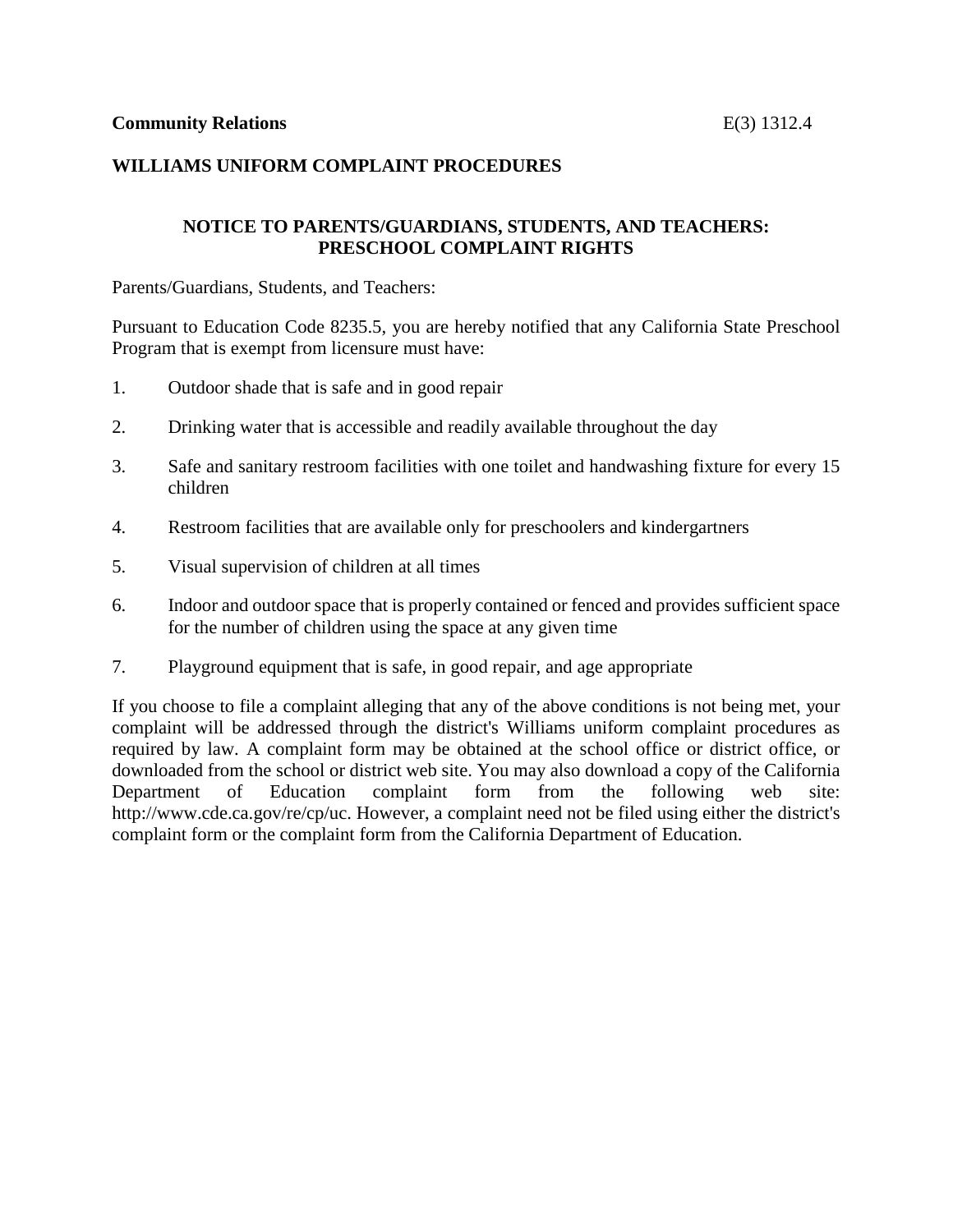**Community Relations** E(3) 1312.4

**WILLIAMS UNIFORM COMPLAINT PROCEDURES**

**NOTICE TO PARENTS/GUARDIANS, STUDENTS, AND TEACHERS: PRESCHOOL COMPLAINT RIGHTS**

Parents/Guardians, Students, and Teachers:

Pursuant to Education Code 8235.5, you are hereby notified that any California State Preschool Program that is exempt from licensure must have:

1. Outdoor shade that is safe and in good repair

2. Drinking water that is accessible and readily available throughout the day

3. Safe and sanitary restroom facilities with one toilet and handwashing fixture for every 15 children

4. Restroom facilities that are available only for preschoolers and kindergartners

5. Visual supervision of children at all times

6. Indoor and outdoor space that is properly contained or fenced and provides sufficient space for the number of children using the space at any given time

7. Playground equipment that is safe, in good repair, and age appropriate

If you choose to file a complaint alleging that any of the above conditions is not being met, your complaint will be addressed through the district's Williams uniform complaint procedures as required by law. A complaint form may be obtained at the school office or district office, or downloaded from the school or district web site. You may also download a copy of the California Department of Education complaint form from the following web site: http://www.cde.ca.gov/re/cp/uc. However, a complaint need not be filed using either the district's complaint form or the complaint form from the California Department of Education.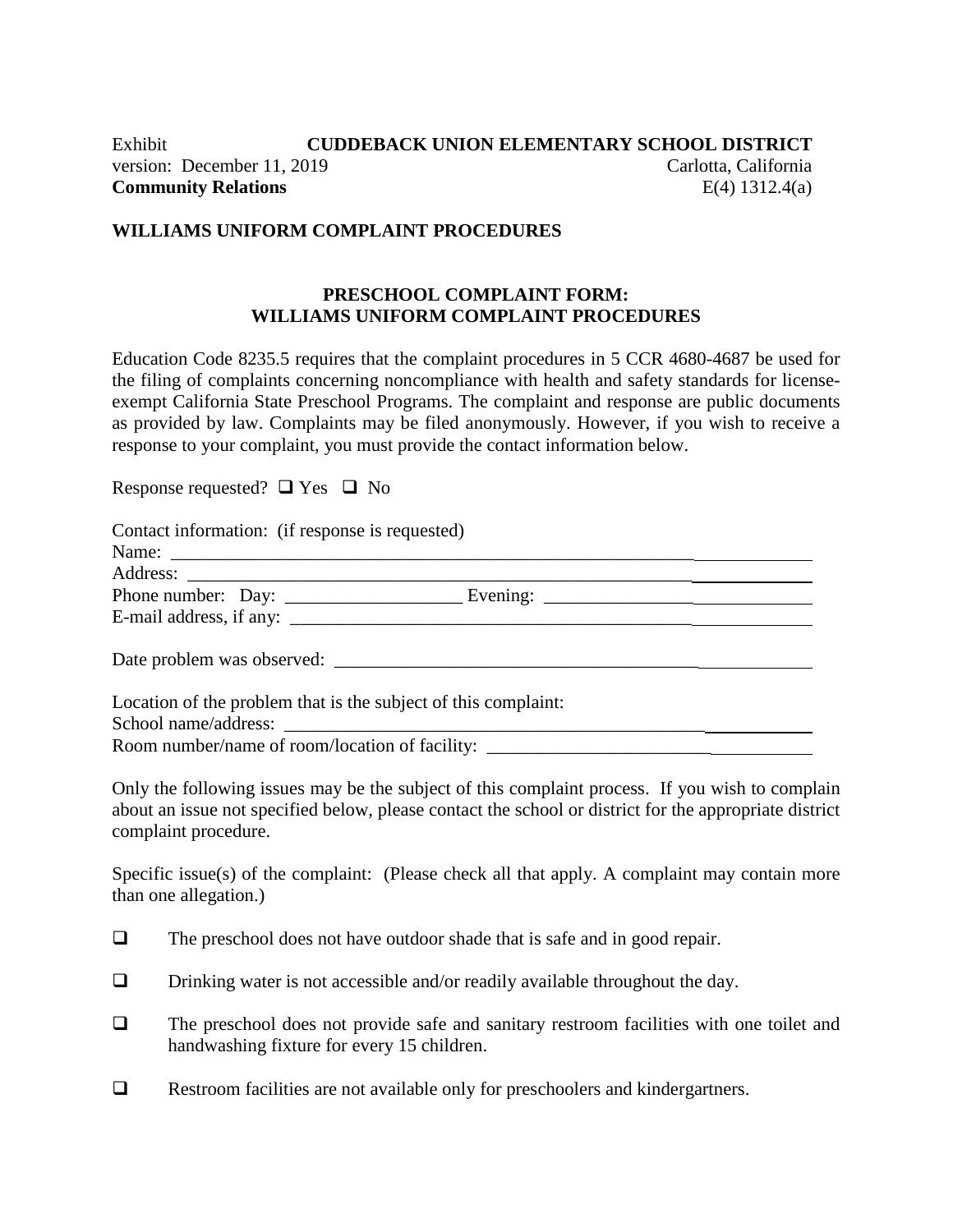Exhibit **CUDDEBACK UNION ELEMENTARY SCHOOL DISTRICT**
version: December 11, 2019 Carlotta, California
**Community Relations** E(4) 1312.4(a)

**WILLIAMS UNIFORM COMPLAINT PROCEDURES**

## PRESCHOOL COMPLAINT FORM: WILLIAMS UNIFORM COMPLAINT PROCEDURES

Education Code 8235.5 requires that the complaint procedures in 5 CCR 4680-4687 be used for the filing of complaints concerning noncompliance with health and safety standards for license-exempt California State Preschool Programs. The complaint and response are public documents as provided by law. Complaints may be filed anonymously. However, if you wish to receive a response to your complaint, you must provide the contact information below.

Response requested? ❑ Yes ❑ No

Contact information: (if response is requested)
Name: ____________________________________________________________________________
Address: __________________________________________________________________________
Phone number: Day: ___________________ Evening: ______________________________
E-mail address, if any: ______________________________________________________________

Date problem was observed: ___________________________________________________________

Location of the problem that is the subject of this complaint:
School name/address: _______________________________________________________________
Room number/name of room/location of facility: _________________________________________

Only the following issues may be the subject of this complaint process. If you wish to complain about an issue not specified below, please contact the school or district for the appropriate district complaint procedure.

Specific issue(s) of the complaint: (Please check all that apply. A complaint may contain more than one allegation.)

❑ The preschool does not have outdoor shade that is safe and in good repair.

❑ Drinking water is not accessible and/or readily available throughout the day.

❑ The preschool does not provide safe and sanitary restroom facilities with one toilet and handwashing fixture for every 15 children.

❑ Restroom facilities are not available only for preschoolers and kindergartners.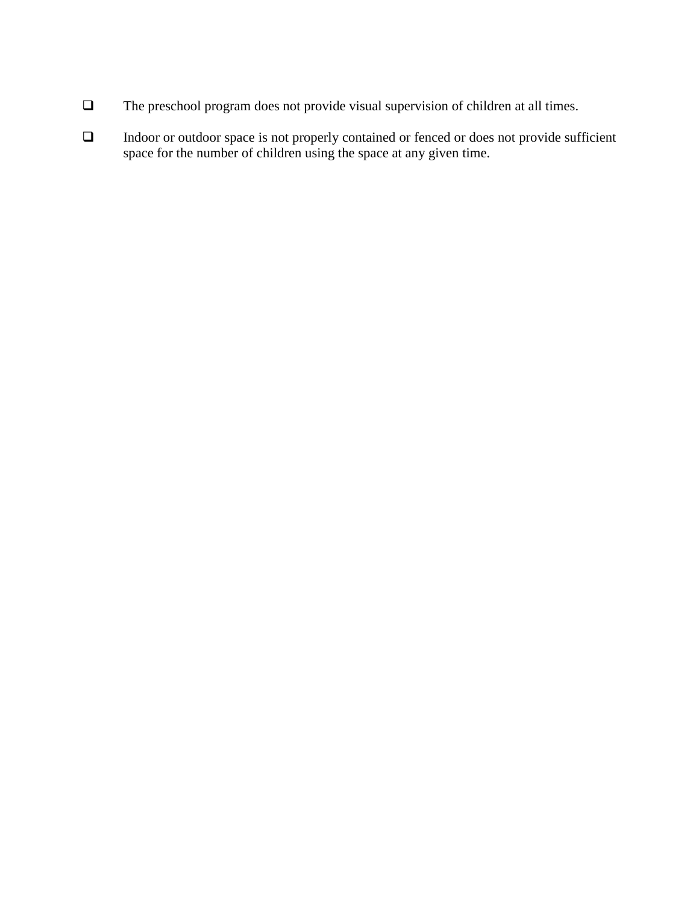- [ ] The preschool program does not provide visual supervision of children at all times.

- [ ] Indoor or outdoor space is not properly contained or fenced or does not provide sufficient space for the number of children using the space at any given time.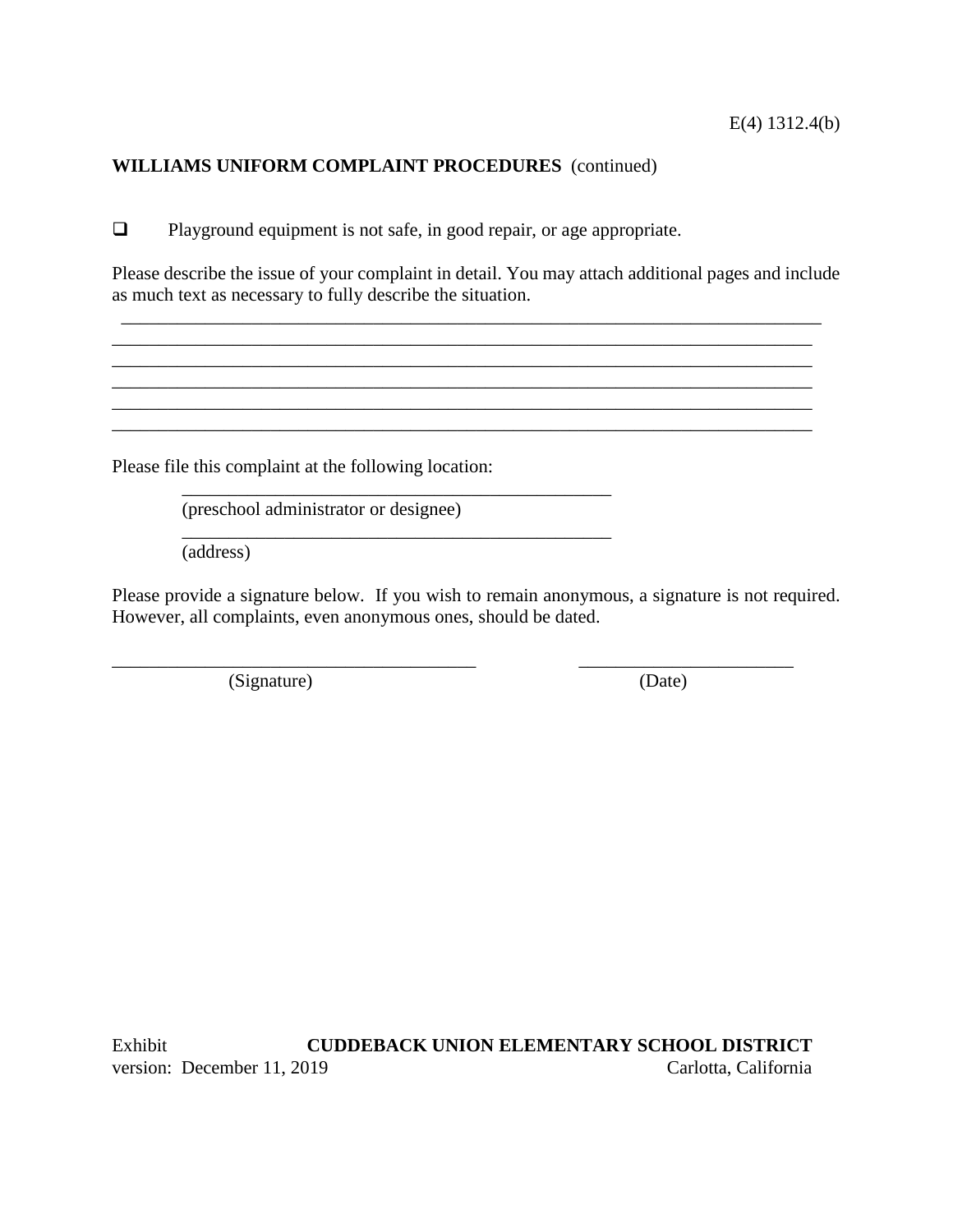E(4) 1312.4(b)

**WILLIAMS UNIFORM COMPLAINT PROCEDURES** (continued)

☐ Playground equipment is not safe, in good repair, or age appropriate.

Please describe the issue of your complaint in detail. You may attach additional pages and include as much text as necessary to fully describe the situation.

_______________________________________________________________________________
_______________________________________________________________________________
_______________________________________________________________________________
_______________________________________________________________________________
_______________________________________________________________________________
_______________________________________________________________________________

Please file this complaint at the following location:

_______________________________________________
(preschool administrator or designee)

_______________________________________________
(address)

Please provide a signature below. If you wish to remain anonymous, a signature is not required. However, all complaints, even anonymous ones, should be dated.

________________________________________ ________________________
(Signature) (Date)

Exhibit **CUDDEBACK UNION ELEMENTARY SCHOOL DISTRICT**
version: December 11, 2019 Carlotta, California